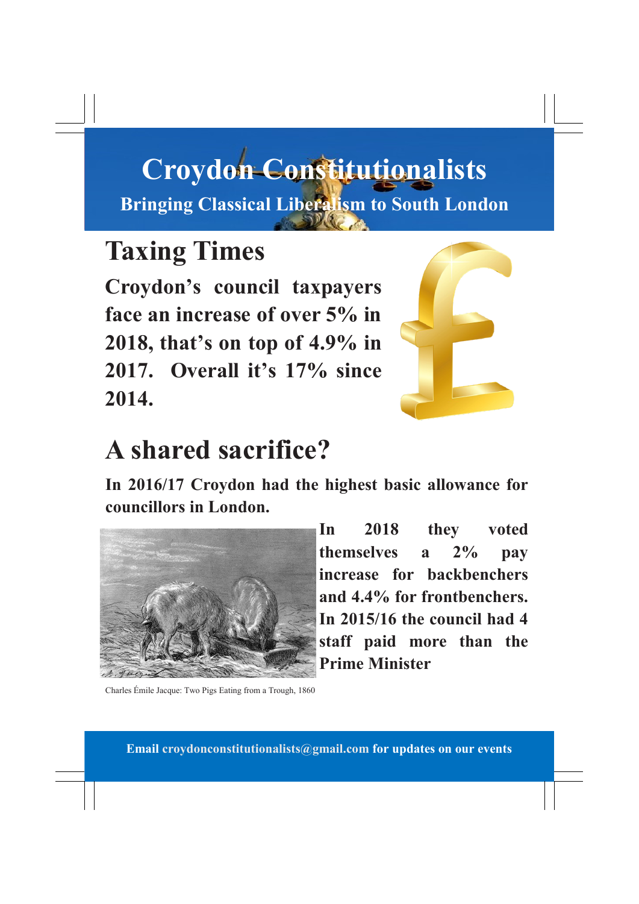# Croydon Constitutionalists

**Bringing Classical Liberalism to South London**

## Taxing Times

**Croydon's council taxpayers face an increase of over 5% in 2018, that's on top of 4.9% in 2017. Overall it's 17% since 2014.**

## A shared sacrifice?

**In 2016/17 Croydon had the highest basic allowance for councillors in London.**

**In 2018 they voted themselves a 2% pay increase for backbenchers and 4.4% for frontbenchers. In 2015/16 the council had 4 staff paid more than the Prime Minister**

Charles Émile Jacque: Two Pigs Eating from a Trough, 1860

**Email croydonconstitutionalists@gmail.com for updates on our events**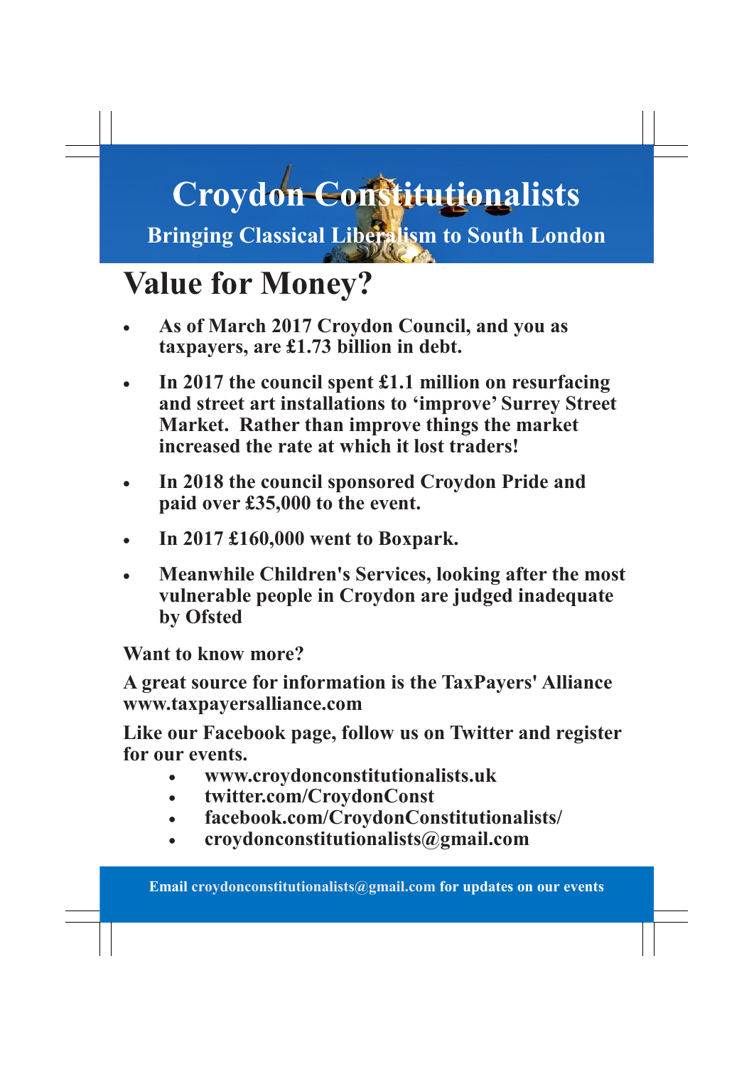# Croydon Constitutionalists

**Bringing Classical Liberalism to South London**

## Value for Money?

- **As of March 2017 Croydon Council, and you as taxpayers, are £1.73 billion in debt.**
- **In 2017 the council spent £1.1 million on resurfacing and street art installations to 'improve' Surrey Street Market. Rather than improve things the market increased the rate at which it lost traders!**
- **In 2018 the council sponsored Croydon Pride and paid over £35,000 to the event.**
- **In 2017 £160,000 went to Boxpark.**
- **Meanwhile Children's Services, looking after the most vulnerable people in Croydon are judged inadequate by Ofsted**

**Want to know more?**

**A great source for information is the TaxPayers' Alliance www.taxpayersalliance.com**

**Like our Facebook page, follow us on Twitter and register for our events.**

- **www.croydonconstitutionalists.uk**
- **twitter.com/CroydonConst**
- **facebook.com/CroydonConstitutionalists/**
- **croydonconstitutionalists@gmail.com**

**Email croydonconstitutionalists@gmail.com for updates on our events**